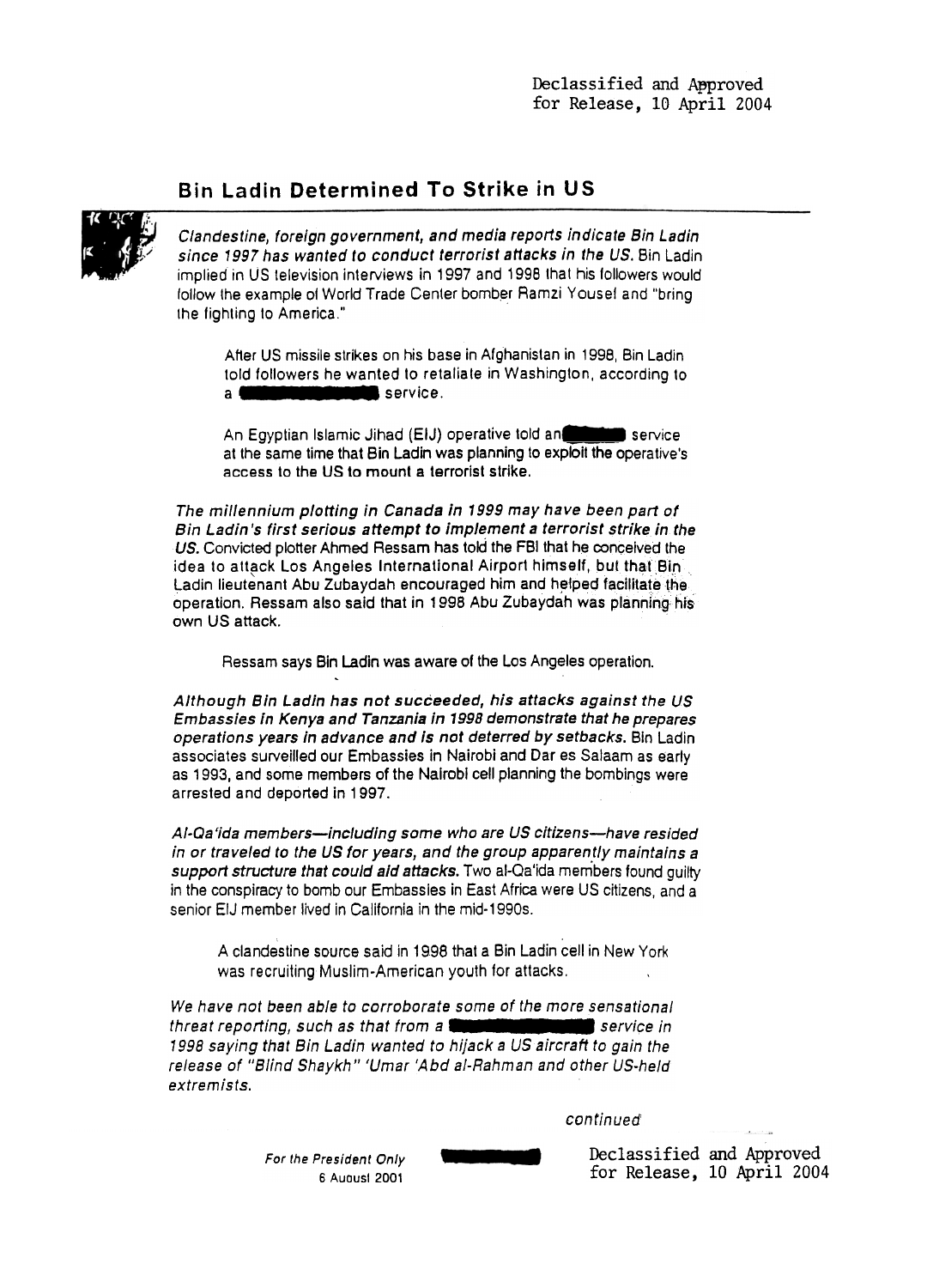Declassified and Approved for Release, 10 April 2004

## Bin Ladin Determined To Strike in US

***Clandestine, foreign government, and media reports indicate Bin Ladin since 1997 has wanted to conduct terrorist attacks in the US.*** Bin Ladin implied in US television interviews in 1997 and 1998 that his followers would follow the example of World Trade Center bomber Ramzi Yousef and "bring the fighting to America."

> After US missile strikes on his base in Afghanistan in 1998, Bin Ladin told followers he wanted to retaliate in Washington, according to a ████████ service.

> An Egyptian Islamic Jihad (EIJ) operative told an ████ service at the same time that Bin Ladin was planning to exploit the operative's access to the US to mount a terrorist strike.

***The millennium plotting in Canada in 1999 may have been part of Bin Ladin's first serious attempt to implement a terrorist strike in the US.*** Convicted plotter Ahmed Ressam has told the FBI that he conceived the idea to attack Los Angeles International Airport himself, but that Bin Ladin lieutenant Abu Zubaydah encouraged him and helped facilitate the operation. Ressam also said that in 1998 Abu Zubaydah was planning his own US attack.

> Ressam says Bin Ladin was aware of the Los Angeles operation.

***Although Bin Ladin has not succeeded, his attacks against the US Embassies in Kenya and Tanzania in 1998 demonstrate that he prepares operations years in advance and is not deterred by setbacks.*** Bin Ladin associates surveilled our Embassies in Nairobi and Dar es Salaam as early as 1993, and some members of the Nairobi cell planning the bombings were arrested and deported in 1997.

***Al-Qa'ida members—including some who are US citizens—have resided in or traveled to the US for years, and the group apparently maintains a support structure that could aid attacks.*** Two al-Qa'ida members found guilty in the conspiracy to bomb our Embassies in East Africa were US citizens, and a senior EIJ member lived in California in the mid-1990s.

> A clandestine source said in 1998 that a Bin Ladin cell in New York was recruiting Muslim-American youth for attacks.

*We have not been able to corroborate some of the more sensational threat reporting, such as that from a ████████ service in 1998 saying that Bin Ladin wanted to hijack a US aircraft to gain the release of "Blind Shaykh" 'Umar 'Abd al-Rahman and other US-held extremists.*

*continued*

*For the President Only*
6 August 2001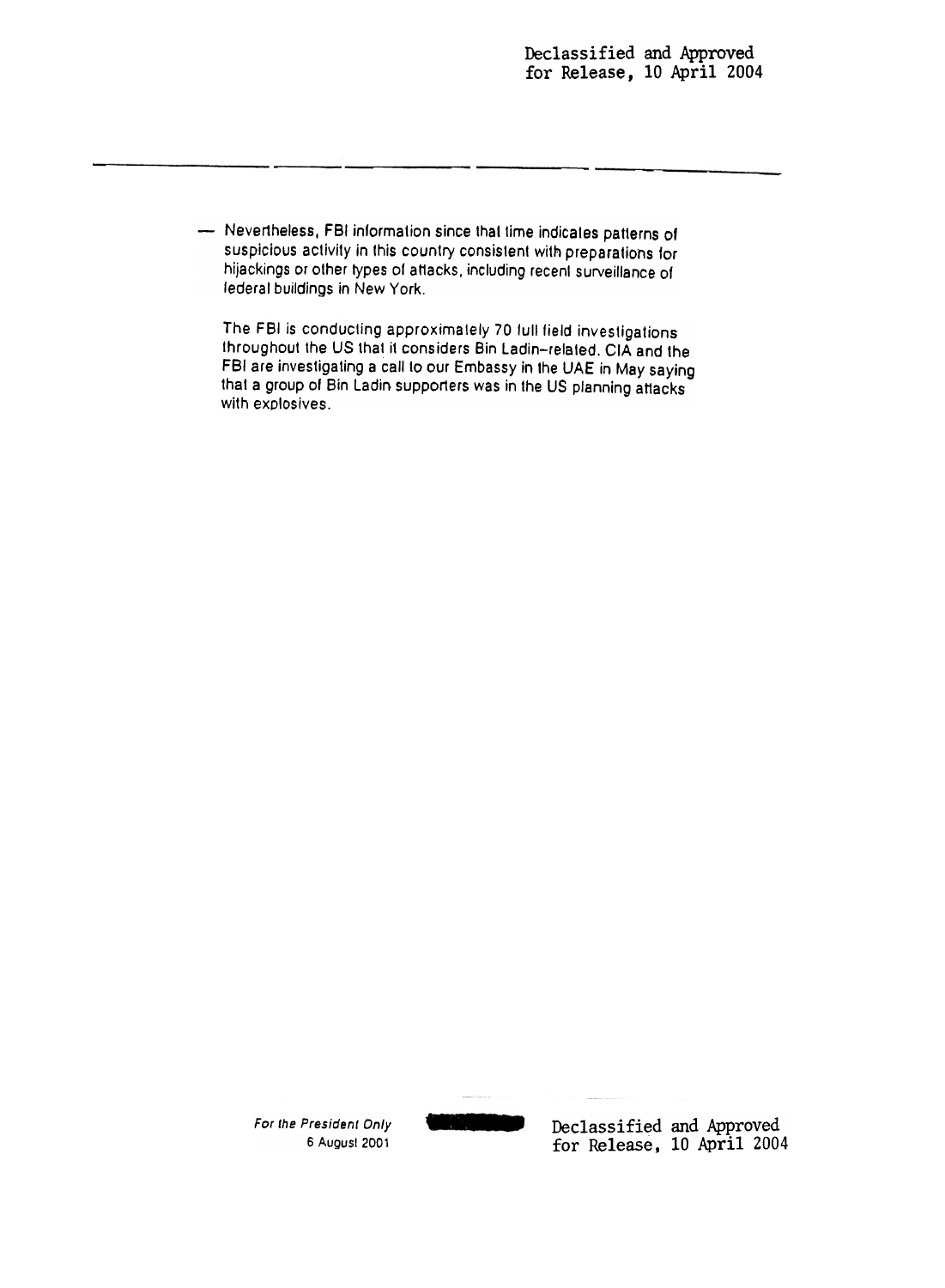— Nevertheless, FBI information since that time indicates patterns of suspicious activity in this country consistent with preparations for hijackings or other types of attacks, including recent surveillance of federal buildings in New York.

The FBI is conducting approximately 70 full field investigations throughout the US that it considers Bin Ladin-related. CIA and the FBI are investigating a call to our Embassy in the UAE in May saying that a group of Bin Ladin supporters was in the US planning attacks with explosives.